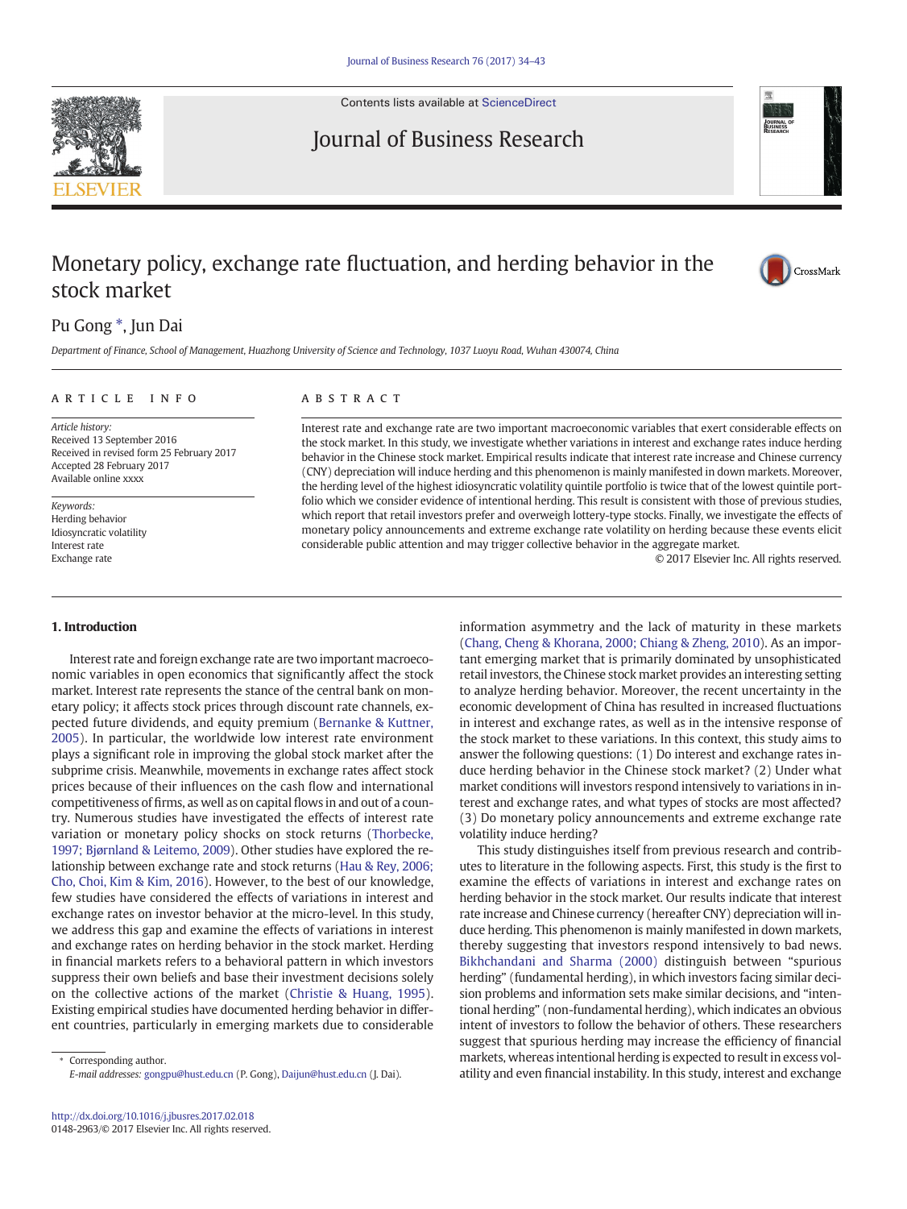# Monetary policy, exchange rate fluctuation, and herding behavior in the stock market

Pu Gong *, Jun Dai

*Department of Finance, School of Management, Huazhong University of Science and Technology, 1037 Luoyu Road, Wuhan 430074, China*

## ARTICLE INFO

*Article history:*
Received 13 September 2016
Received in revised form 25 February 2017
Accepted 28 February 2017
Available online xxxx

*Keywords:*
Herding behavior
Idiosyncratic volatility
Interest rate
Exchange rate

## ABSTRACT

Interest rate and exchange rate are two important macroeconomic variables that exert considerable effects on the stock market. In this study, we investigate whether variations in interest and exchange rates induce herding behavior in the Chinese stock market. Empirical results indicate that interest rate increase and Chinese currency (CNY) depreciation will induce herding and this phenomenon is mainly manifested in down markets. Moreover, the herding level of the highest idiosyncratic volatility quintile portfolio is twice that of the lowest quintile portfolio which we consider evidence of intentional herding. This result is consistent with those of previous studies, which report that retail investors prefer and overweight lottery-type stocks. Finally, we investigate the effects of monetary policy announcements and extreme exchange rate volatility on herding because these events elicit considerable public attention and may trigger collective behavior in the aggregate market.

© 2017 Elsevier Inc. All rights reserved.

## 1. Introduction

Interest rate and foreign exchange rate are two important macroeconomic variables in open economics that significantly affect the stock market. Interest rate represents the stance of the central bank on monetary policy; it affects stock prices through discount rate channels, expected future dividends, and equity premium (Bernanke & Kuttner, 2005). In particular, the worldwide low interest rate environment plays a significant role in improving the global stock market after the subprime crisis. Meanwhile, movements in exchange rates affect stock prices because of their influences on the cash flow and international competitiveness of firms, as well as on capital flows in and out of a country. Numerous studies have investigated the effects of interest rate variation or monetary policy shocks on stock returns (Thorbecke, 1997; Bjørnland & Leitemo, 2009). Other studies have explored the relationship between exchange rate and stock returns (Hau & Rey, 2006; Cho, Choi, Kim & Kim, 2016). However, to the best of our knowledge, few studies have considered the effects of variations in interest and exchange rates on investor behavior at the micro-level. In this study, we address this gap and examine the effects of variations in interest and exchange rates on herding behavior in the stock market. Herding in financial markets refers to a behavioral pattern in which investors suppress their own beliefs and base their investment decisions solely on the collective actions of the market (Christie & Huang, 1995). Existing empirical studies have documented herding behavior in different countries, particularly in emerging markets due to considerable information asymmetry and the lack of maturity in these markets (Chang, Cheng & Khorana, 2000; Chiang & Zheng, 2010). As an important emerging market that is primarily dominated by unsophisticated retail investors, the Chinese stock market provides an interesting setting to analyze herding behavior. Moreover, the recent uncertainty in the economic development of China has resulted in increased fluctuations in interest and exchange rates, as well as in the intensive response of the stock market to these variations. In this context, this study aims to answer the following questions: (1) Do interest and exchange rates induce herding behavior in the Chinese stock market? (2) Under what market conditions will investors respond intensively to variations in interest and exchange rates, and what types of stocks are most affected? (3) Do monetary policy announcements and extreme exchange rate volatility induce herding?

This study distinguishes itself from previous research and contributes to literature in the following aspects. First, this study is the first to examine the effects of variations in interest and exchange rates on herding behavior in the stock market. Our results indicate that interest rate increase and Chinese currency (hereafter CNY) depreciation will induce herding. This phenomenon is mainly manifested in down markets, thereby suggesting that investors respond intensively to bad news. Bikhchandani and Sharma (2000) distinguish between "spurious herding" (fundamental herding), in which investors facing similar decision problems and information sets make similar decisions, and "intentional herding" (non-fundamental herding), which indicates an obvious intent of investors to follow the behavior of others. These researchers suggest that spurious herding may increase the efficiency of financial markets, whereas intentional herding is expected to result in excess volatility and even financial instability. In this study, interest and exchange

* Corresponding author.
*E-mail addresses:* gongpu@hust.edu.cn (P. Gong), Daijun@hust.edu.cn (J. Dai).

http://dx.doi.org/10.1016/j.jbusres.2017.02.018
0148-2963/© 2017 Elsevier Inc. All rights reserved.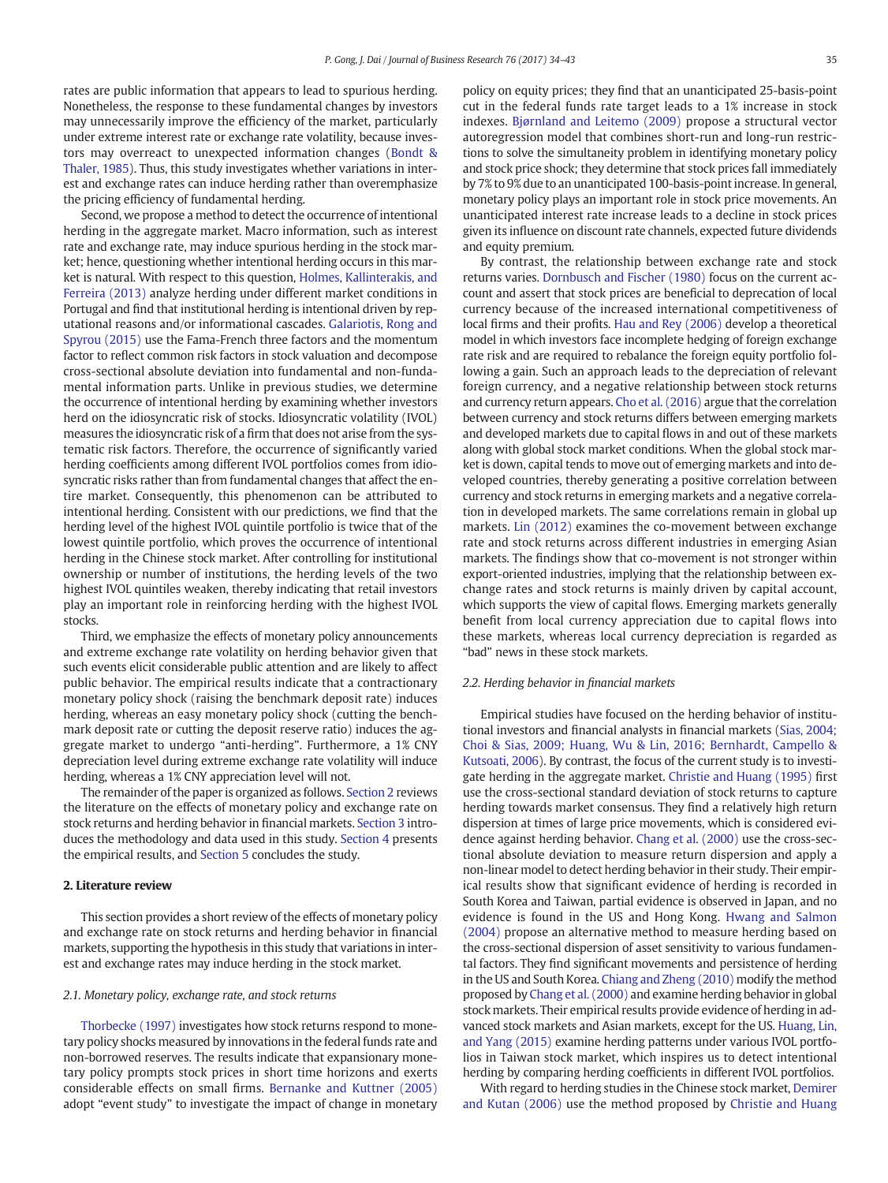rates are public information that appears to lead to spurious herding. Nonetheless, the response to these fundamental changes by investors may unnecessarily improve the efficiency of the market, particularly under extreme interest rate or exchange rate volatility, because investors may overreact to unexpected information changes (Bondt & Thaler, 1985). Thus, this study investigates whether variations in interest and exchange rates can induce herding rather than overemphasize the pricing efficiency of fundamental herding.

Second, we propose a method to detect the occurrence of intentional herding in the aggregate market. Macro information, such as interest rate and exchange rate, may induce spurious herding in the stock market; hence, questioning whether intentional herding occurs in this market is natural. With respect to this question, Holmes, Kallinterakis, and Ferreira (2013) analyze herding under different market conditions in Portugal and find that institutional herding is intentional driven by reputational reasons and/or informational cascades. Galariotis, Rong and Spyrou (2015) use the Fama-French three factors and the momentum factor to reflect common risk factors in stock valuation and decompose cross-sectional absolute deviation into fundamental and non-fundamental information parts. Unlike in previous studies, we determine the occurrence of intentional herding by examining whether investors herd on the idiosyncratic risk of stocks. Idiosyncratic volatility (IVOL) measures the idiosyncratic risk of a firm that does not arise from the systematic risk factors. Therefore, the occurrence of significantly varied herding coefficients among different IVOL portfolios comes from idiosyncratic risks rather than from fundamental changes that affect the entire market. Consequently, this phenomenon can be attributed to intentional herding. Consistent with our predictions, we find that the herding level of the highest IVOL quintile portfolio is twice that of the lowest quintile portfolio, which proves the occurrence of intentional herding in the Chinese stock market. After controlling for institutional ownership or number of institutions, the herding levels of the two highest IVOL quintiles weaken, thereby indicating that retail investors play an important role in reinforcing herding with the highest IVOL stocks.

Third, we emphasize the effects of monetary policy announcements and extreme exchange rate volatility on herding behavior given that such events elicit considerable public attention and are likely to affect public behavior. The empirical results indicate that a contractionary monetary policy shock (raising the benchmark deposit rate) induces herding, whereas an easy monetary policy shock (cutting the benchmark deposit rate or cutting the deposit reserve ratio) induces the aggregate market to undergo "anti-herding". Furthermore, a 1% CNY depreciation level during extreme exchange rate volatility will induce herding, whereas a 1% CNY appreciation level will not.

The remainder of the paper is organized as follows. Section 2 reviews the literature on the effects of monetary policy and exchange rate on stock returns and herding behavior in financial markets. Section 3 introduces the methodology and data used in this study. Section 4 presents the empirical results, and Section 5 concludes the study.

## 2. Literature review

This section provides a short review of the effects of monetary policy and exchange rate on stock returns and herding behavior in financial markets, supporting the hypothesis in this study that variations in interest and exchange rates may induce herding in the stock market.

### 2.1. Monetary policy, exchange rate, and stock returns

Thorbecke (1997) investigates how stock returns respond to monetary policy shocks measured by innovations in the federal funds rate and non-borrowed reserves. The results indicate that expansionary monetary policy prompts stock prices in short time horizons and exerts considerable effects on small firms. Bernanke and Kuttner (2005) adopt "event study" to investigate the impact of change in monetary policy on equity prices; they find that an unanticipated 25-basis-point cut in the federal funds rate target leads to a 1% increase in stock indexes. Bjørnland and Leitemo (2009) propose a structural vector autoregression model that combines short-run and long-run restrictions to solve the simultaneity problem in identifying monetary policy and stock price shock; they determine that stock prices fall immediately by 7% to 9% due to an unanticipated 100-basis-point increase. In general, monetary policy plays an important role in stock price movements. An unanticipated interest rate increase leads to a decline in stock prices given its influence on discount rate channels, expected future dividends and equity premium.

By contrast, the relationship between exchange rate and stock returns varies. Dornbusch and Fischer (1980) focus on the current account and assert that stock prices are beneficial to deprecation of local currency because of the increased international competitiveness of local firms and their profits. Hau and Rey (2006) develop a theoretical model in which investors face incomplete hedging of foreign exchange rate risk and are required to rebalance the foreign equity portfolio following a gain. Such an approach leads to the depreciation of relevant foreign currency, and a negative relationship between stock returns and currency return appears. Cho et al. (2016) argue that the correlation between currency and stock returns differs between emerging markets and developed markets due to capital flows in and out of these markets along with global stock market conditions. When the global stock market is down, capital tends to move out of emerging markets and into developed countries, thereby generating a positive correlation between currency and stock returns in emerging markets and a negative correlation in developed markets. The same correlations remain in global up markets. Lin (2012) examines the co-movement between exchange rate and stock returns across different industries in emerging Asian markets. The findings show that co-movement is not stronger within export-oriented industries, implying that the relationship between exchange rates and stock returns is mainly driven by capital account, which supports the view of capital flows. Emerging markets generally benefit from local currency appreciation due to capital flows into these markets, whereas local currency depreciation is regarded as "bad" news in these stock markets.

### 2.2. Herding behavior in financial markets

Empirical studies have focused on the herding behavior of institutional investors and financial analysts in financial markets (Sias, 2004; Choi & Sias, 2009; Huang, Wu & Lin, 2016; Bernhardt, Campello & Kutsoati, 2006). By contrast, the focus of the current study is to investigate herding in the aggregate market. Christie and Huang (1995) first use the cross-sectional standard deviation of stock returns to capture herding towards market consensus. They find a relatively high return dispersion at times of large price movements, which is considered evidence against herding behavior. Chang et al. (2000) use the cross-sectional absolute deviation to measure return dispersion and apply a non-linear model to detect herding behavior in their study. Their empirical results show that significant evidence of herding is recorded in South Korea and Taiwan, partial evidence is observed in Japan, and no evidence is found in the US and Hong Kong. Hwang and Salmon (2004) propose an alternative method to measure herding based on the cross-sectional dispersion of asset sensitivity to various fundamental factors. They find significant movements and persistence of herding in the US and South Korea. Chiang and Zheng (2010) modify the method proposed by Chang et al. (2000) and examine herding behavior in global stock markets. Their empirical results provide evidence of herding in advanced stock markets and Asian markets, except for the US. Huang, Lin, and Yang (2015) examine herding patterns under various IVOL portfolios in Taiwan stock market, which inspires us to detect intentional herding by comparing herding coefficients in different IVOL portfolios.

With regard to herding studies in the Chinese stock market, Demirer and Kutan (2006) use the method proposed by Christie and Huang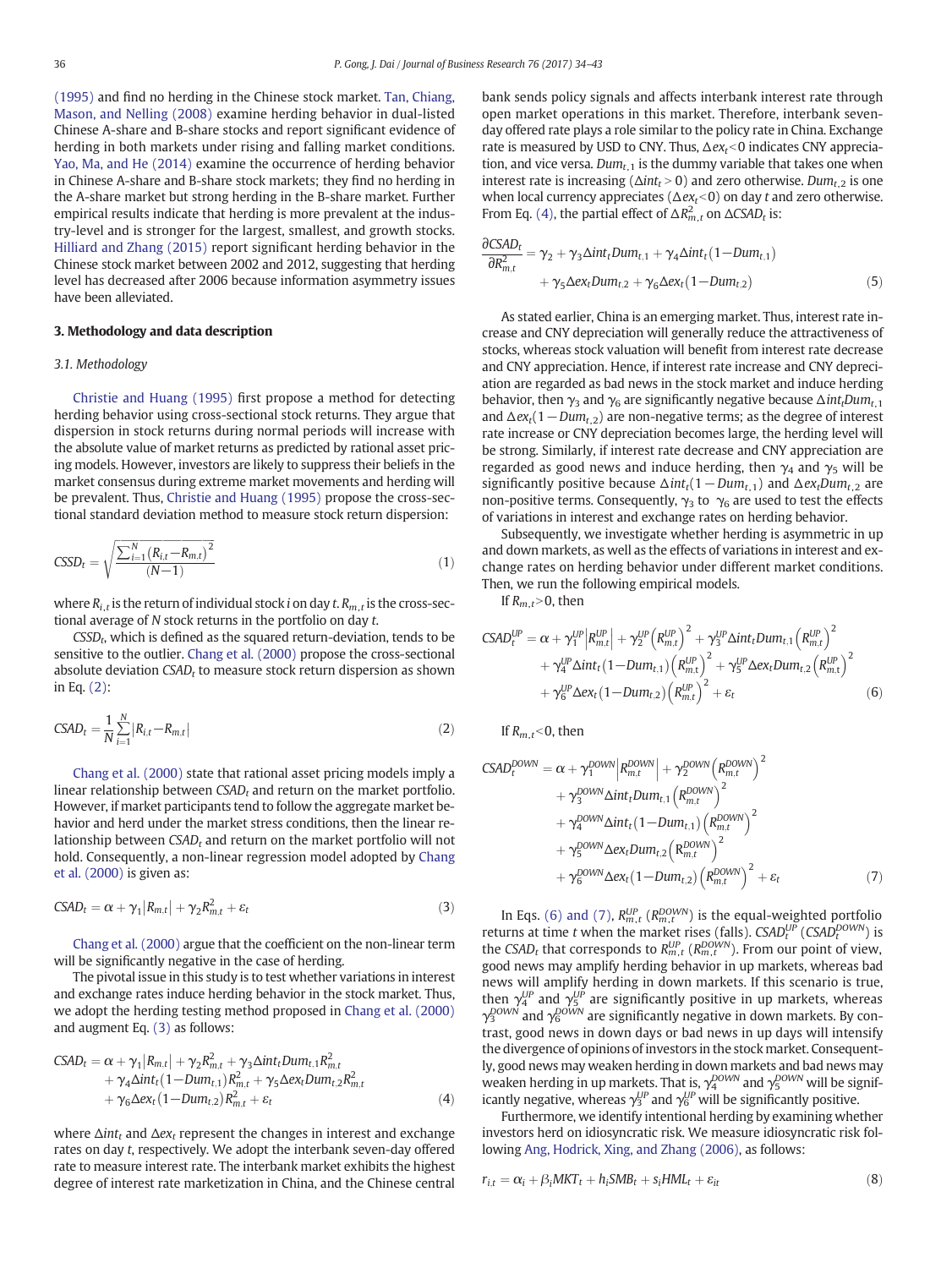(1995) and find no herding in the Chinese stock market. Tan, Chiang, Mason, and Nelling (2008) examine herding behavior in dual-listed Chinese A-share and B-share stocks and report significant evidence of herding in both markets under rising and falling market conditions. Yao, Ma, and He (2014) examine the occurrence of herding behavior in Chinese A-share and B-share stock markets; they find no herding in the A-share market but strong herding in the B-share market. Further empirical results indicate that herding is more prevalent at the industry-level and is stronger for the largest, smallest, and growth stocks. Hilliard and Zhang (2015) report significant herding behavior in the Chinese stock market between 2002 and 2012, suggesting that herding level has decreased after 2006 because information asymmetry issues have been alleviated.

## 3. Methodology and data description

### 3.1. Methodology

Christie and Huang (1995) first propose a method for detecting herding behavior using cross-sectional stock returns. They argue that dispersion in stock returns during normal periods will increase with the absolute value of market returns as predicted by rational asset pricing models. However, investors are likely to suppress their beliefs in the market consensus during extreme market movements and herding will be prevalent. Thus, Christie and Huang (1995) propose the cross-sectional standard deviation method to measure stock return dispersion:

$$CSSD_t = \sqrt{\frac{\sum_{i=1}^{N}(R_{i,t}-R_{m,t})^2}{(N-1)}} \tag{1}$$

where $R_{i,t}$ is the return of individual stock $i$ on day $t$. $R_{m,t}$ is the cross-sectional average of $N$ stock returns in the portfolio on day $t$.

$CSSD_t$, which is defined as the squared return-deviation, tends to be sensitive to the outlier. Chang et al. (2000) propose the cross-sectional absolute deviation $CSAD_t$ to measure stock return dispersion as shown in Eq. (2):

$$CSAD_t = \frac{1}{N}\sum_{i=1}^{N}|R_{i,t}-R_{m,t}| \tag{2}$$

Chang et al. (2000) state that rational asset pricing models imply a linear relationship between $CSAD_t$ and return on the market portfolio. However, if market participants tend to follow the aggregate market behavior and herd under the market stress conditions, then the linear relationship between $CSAD_t$ and return on the market portfolio will not hold. Consequently, a non-linear regression model adopted by Chang et al. (2000) is given as:

$$CSAD_t = \alpha + \gamma_1|R_{m,t}| + \gamma_2 R_{m,t}^2 + \varepsilon_t \tag{3}$$

Chang et al. (2000) argue that the coefficient on the non-linear term will be significantly negative in the case of herding.

The pivotal issue in this study is to test whether variations in interest and exchange rates induce herding behavior in the stock market. Thus, we adopt the herding testing method proposed in Chang et al. (2000) and augment Eq. (3) as follows:

$$\begin{aligned} CSAD_t = {} & \alpha + \gamma_1|R_{m,t}| + \gamma_2 R_{m,t}^2 + \gamma_3 \Delta int_t Dum_{t,1} R_{m,t}^2 \\ & + \gamma_4 \Delta int_t (1-Dum_{t,1}) R_{m,t}^2 + \gamma_5 \Delta ex_t Dum_{t,2} R_{m,t}^2 \\ & + \gamma_6 \Delta ex_t (1-Dum_{t,2}) R_{m,t}^2 + \varepsilon_t \end{aligned} \tag{4}$$

where $\Delta int_t$ and $\Delta ex_t$ represent the changes in interest and exchange rates on day $t$, respectively. We adopt the interbank seven-day offered rate to measure interest rate. The interbank market exhibits the highest degree of interest rate marketization in China, and the Chinese central bank sends policy signals and affects interbank interest rate through open market operations in this market. Therefore, interbank seven-day offered rate plays a role similar to the policy rate in China. Exchange rate is measured by USD to CNY. Thus, $\Delta ex_t < 0$ indicates CNY appreciation, and vice versa. $Dum_{t,1}$ is the dummy variable that takes one when interest rate is increasing ($\Delta int_t > 0$) and zero otherwise. $Dum_{t,2}$ is one when local currency appreciates ($\Delta ex_t < 0$) on day $t$ and zero otherwise. From Eq. (4), the partial effect of $\Delta R_{m,t}^2$ on $\Delta CSAD_t$ is:

$$\begin{aligned} \frac{\partial CSAD_t}{\partial R_{m,t}^2} = {} & \gamma_2 + \gamma_3 \Delta int_t Dum_{t,1} + \gamma_4 \Delta int_t (1-Dum_{t,1}) \\ & + \gamma_5 \Delta ex_t Dum_{t,2} + \gamma_6 \Delta ex_t (1-Dum_{t,2}) \end{aligned} \tag{5}$$

As stated earlier, China is an emerging market. Thus, interest rate increase and CNY depreciation will generally reduce the attractiveness of stocks, whereas stock valuation will benefit from interest rate decrease and CNY appreciation. Hence, if interest rate increase and CNY depreciation are regarded as bad news in the stock market and induce herding behavior, then $\gamma_3$ and $\gamma_6$ are significantly negative because $\Delta int_t Dum_{t,1}$ and $\Delta ex_t(1-Dum_{t,2})$ are non-negative terms; as the degree of interest rate increase or CNY depreciation becomes large, the herding level will be strong. Similarly, if interest rate decrease and CNY appreciation are regarded as good news and induce herding, then $\gamma_4$ and $\gamma_5$ will be significantly positive because $\Delta int_t(1-Dum_{t,1})$ and $\Delta ex_t Dum_{t,2}$ are non-positive terms. Consequently, $\gamma_3$ to $\gamma_6$ are used to test the effects of variations in interest and exchange rates on herding behavior.

Subsequently, we investigate whether herding is asymmetric in up and down markets, as well as the effects of variations in interest and exchange rates on herding behavior under different market conditions. Then, we run the following empirical models.

If $R_{m,t} > 0$, then

$$\begin{aligned} CSAD_t^{UP} = {} & \alpha + \gamma_1^{UP}\left|R_{m,t}^{UP}\right| + \gamma_2^{UP}\left(R_{m,t}^{UP}\right)^2 + \gamma_3^{UP}\Delta int_t Dum_{t,1}\left(R_{m,t}^{UP}\right)^2 \\ & + \gamma_4^{UP}\Delta int_t(1-Dum_{t,1})\left(R_{m,t}^{UP}\right)^2 + \gamma_5^{UP}\Delta ex_t Dum_{t,2}\left(R_{m,t}^{UP}\right)^2 \\ & + \gamma_6^{UP}\Delta ex_t(1-Dum_{t,2})\left(R_{m,t}^{UP}\right)^2 + \varepsilon_t \end{aligned} \tag{6}$$

If $R_{m,t} < 0$, then

$$\begin{aligned} CSAD_t^{DOWN} = {} & \alpha + \gamma_1^{DOWN}\left|R_{m,t}^{DOWN}\right| + \gamma_2^{DOWN}\left(R_{m,t}^{DOWN}\right)^2 \\ & + \gamma_3^{DOWN}\Delta int_t Dum_{t,1}\left(R_{m,t}^{DOWN}\right)^2 \\ & + \gamma_4^{DOWN}\Delta int_t(1-Dum_{t,1})\left(R_{m,t}^{DOWN}\right)^2 \\ & + \gamma_5^{DOWN}\Delta ex_t Dum_{t,2}\left(R_{m,t}^{DOWN}\right)^2 \\ & + \gamma_6^{DOWN}\Delta ex_t(1-Dum_{t,2})\left(R_{m,t}^{DOWN}\right)^2 + \varepsilon_t \end{aligned} \tag{7}$$

In Eqs. (6) and (7), $R_{m,t}^{UP}$ ($R_{m,t}^{DOWN}$) is the equal-weighted portfolio returns at time $t$ when the market rises (falls). $CSAD_t^{UP}$ ($CSAD_t^{DOWN}$) is the $CSAD_t$ that corresponds to $R_{m,t}^{UP}$ ($R_{m,t}^{DOWN}$). From our point of view, good news may amplify herding behavior in up markets, whereas bad news will amplify herding in down markets. If this scenario is true, then $\gamma_4^{UP}$ and $\gamma_5^{UP}$ are significantly positive in up markets, whereas $\gamma_3^{DOWN}$ and $\gamma_6^{DOWN}$ are significantly negative in down markets. By contrast, good news in down days or bad news in up days will intensify the divergence of opinions of investors in the stock market. Consequently, good news may weaken herding in down markets and bad news may weaken herding in up markets. That is, $\gamma_4^{DOWN}$ and $\gamma_5^{DOWN}$ will be significantly negative, whereas $\gamma_3^{UP}$ and $\gamma_6^{UP}$ will be significantly positive.

Furthermore, we identify intentional herding by examining whether investors herd on idiosyncratic risk. We measure idiosyncratic risk following Ang, Hodrick, Xing, and Zhang (2006), as follows:

$$r_{i,t} = \alpha_i + \beta_i MKT_t + h_i SMB_t + s_i HML_t + \varepsilon_{it} \tag{8}$$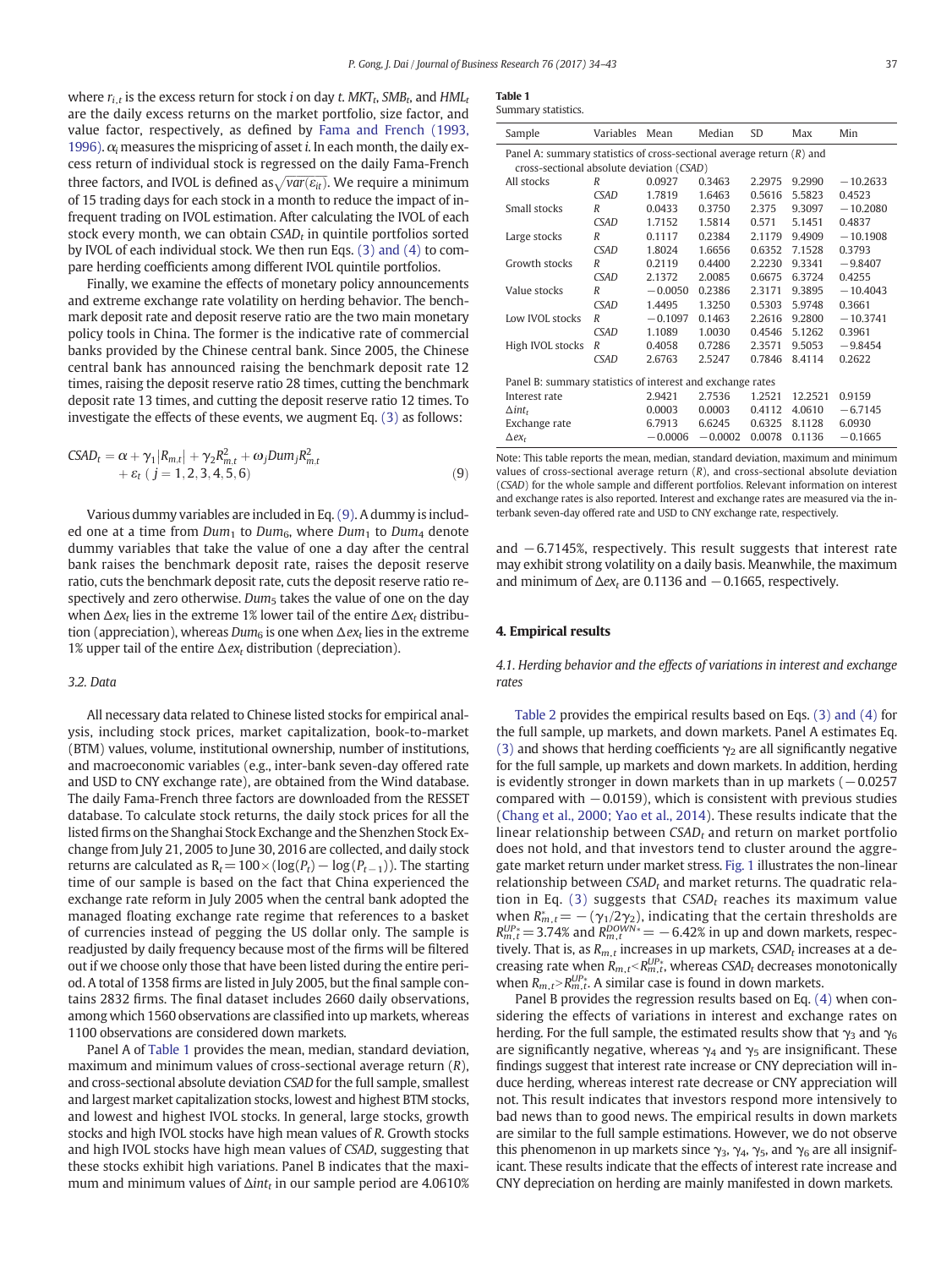where $r_{i,t}$ is the excess return for stock $i$ on day $t$. $MKT_t$, $SMB_t$, and $HML_t$ are the daily excess returns on the market portfolio, size factor, and value factor, respectively, as defined by Fama and French (1993, 1996). $\alpha_i$ measures the mispricing of asset $i$. In each month, the daily excess return of individual stock is regressed on the daily Fama-French three factors, and IVOL is defined as $\sqrt{var(\varepsilon_{it})}$. We require a minimum of 15 trading days for each stock in a month to reduce the impact of infrequent trading on IVOL estimation. After calculating the IVOL of each stock every month, we can obtain $CSAD_t$ in quintile portfolios sorted by IVOL of each individual stock. We then run Eqs. (3) and (4) to compare herding coefficients among different IVOL quintile portfolios.

Finally, we examine the effects of monetary policy announcements and extreme exchange rate volatility on herding behavior. The benchmark deposit rate and deposit reserve ratio are the two main monetary policy tools in China. The former is the indicative rate of commercial banks provided by the Chinese central bank. Since 2005, the Chinese central bank has announced raising the benchmark deposit rate 12 times, raising the deposit reserve ratio 28 times, cutting the benchmark deposit rate 13 times, and cutting the deposit reserve ratio 12 times. To investigate the effects of these events, we augment Eq. (3) as follows:

$$CSAD_t = \alpha + \gamma_1 |R_{m,t}| + \gamma_2 R_{m,t}^2 + \omega_j Dum_j R_{m,t}^2 + \varepsilon_t \; (j = 1, 2, 3, 4, 5, 6) \tag{9}$$

Various dummy variables are included in Eq. (9). A dummy is included one at a time from $Dum_1$ to $Dum_6$, where $Dum_1$ to $Dum_4$ denote dummy variables that take the value of one a day after the central bank raises the benchmark deposit rate, raises the deposit reserve ratio, cuts the benchmark deposit rate, cuts the deposit reserve ratio respectively and zero otherwise. $Dum_5$ takes the value of one on the day when $\Delta ex_t$ lies in the extreme 1% lower tail of the entire $\Delta ex_t$ distribution (appreciation), whereas $Dum_6$ is one when $\Delta ex_t$ lies in the extreme 1% upper tail of the entire $\Delta ex_t$ distribution (depreciation).

### 3.2. Data

All necessary data related to Chinese listed stocks for empirical analysis, including stock prices, market capitalization, book-to-market (BTM) values, volume, institutional ownership, number of institutions, and macroeconomic variables (e.g., inter-bank seven-day offered rate and USD to CNY exchange rate), are obtained from the Wind database. The daily Fama-French three factors are downloaded from the RESSET database. To calculate stock returns, the daily stock prices for all the listed firms on the Shanghai Stock Exchange and the Shenzhen Stock Exchange from July 21, 2005 to June 30, 2016 are collected, and daily stock returns are calculated as $R_t = 100 \times (\log(P_t) - \log(P_{t-1}))$. The starting time of our sample is based on the fact that China experienced the exchange rate reform in July 2005 when the central bank adopted the managed floating exchange rate regime that references to a basket of currencies instead of pegging the US dollar only. The sample is readjusted by daily frequency because most of the firms will be filtered out if we choose only those that have been listed during the entire period. A total of 1358 firms are listed in July 2005, but the final sample contains 2832 firms. The final dataset includes 2660 daily observations, among which 1560 observations are classified into up markets, whereas 1100 observations are considered down markets.

Panel A of Table 1 provides the mean, median, standard deviation, maximum and minimum values of cross-sectional average return ($R$), and cross-sectional absolute deviation $CSAD$ for the full sample, smallest and largest market capitalization stocks, lowest and highest BTM stocks, and lowest and highest IVOL stocks. In general, large stocks, growth stocks and high IVOL stocks have high mean values of $R$. Growth stocks and high IVOL stocks have high mean values of $CSAD$, suggesting that these stocks exhibit high variations. Panel B indicates that the maximum and minimum values of $\Delta int_t$ in our sample period are 4.0610% and −6.7145%, respectively. This result suggests that interest rate may exhibit strong volatility on a daily basis. Meanwhile, the maximum and minimum of $\Delta ex_t$ are 0.1136 and −0.1665, respectively.

**Table 1**
Summary statistics.

| Sample | Variables | Mean | Median | SD | Max | Min |
|---|---|---|---|---|---|---|
| Panel A: summary statistics of cross-sectional average return ($R$) and cross-sectional absolute deviation ($CSAD$) | | | | | | |
| All stocks | $R$ | 0.0927 | 0.3463 | 2.2975 | 9.2990 | −10.2633 |
| | $CSAD$ | 1.7819 | 1.6463 | 0.5616 | 5.5823 | 0.4523 |
| Small stocks | $R$ | 0.0433 | 0.3750 | 2.375 | 9.3097 | −10.2080 |
| | $CSAD$ | 1.7152 | 1.5814 | 0.571 | 5.1451 | 0.4837 |
| Large stocks | $R$ | 0.1117 | 0.2384 | 2.1179 | 9.4909 | −10.1908 |
| | $CSAD$ | 1.8024 | 1.6656 | 0.6352 | 7.1528 | 0.3793 |
| Growth stocks | $R$ | 0.2119 | 0.4400 | 2.2230 | 9.3341 | −9.8407 |
| | $CSAD$ | 2.1372 | 2.0085 | 0.6675 | 6.3724 | 0.4255 |
| Value stocks | $R$ | −0.0050 | 0.2386 | 2.3171 | 9.3895 | −10.4043 |
| | $CSAD$ | 1.4495 | 1.3250 | 0.5303 | 5.9748 | 0.3661 |
| Low IVOL stocks | $R$ | −0.1097 | 0.1463 | 2.2616 | 9.2800 | −10.3741 |
| | $CSAD$ | 1.1089 | 1.0030 | 0.4546 | 5.1262 | 0.3961 |
| High IVOL stocks | $R$ | 0.4058 | 0.7286 | 2.3571 | 9.5053 | −9.8454 |
| | $CSAD$ | 2.6763 | 2.5247 | 0.7846 | 8.4114 | 0.2622 |
| Panel B: summary statistics of interest and exchange rates | | | | | | |
| Interest rate | | 2.9421 | 2.7536 | 1.2521 | 12.2521 | 0.9159 |
| $\Delta int_t$ | | 0.0003 | 0.0003 | 0.4112 | 4.0610 | −6.7145 |
| Exchange rate | | 6.7913 | 6.6245 | 0.6325 | 8.1128 | 6.0930 |
| $\Delta ex_t$ | | −0.0006 | −0.0002 | 0.0078 | 0.1136 | −0.1665 |

Note: This table reports the mean, median, standard deviation, maximum and minimum values of cross-sectional average return ($R$), and cross-sectional absolute deviation ($CSAD$) for the whole sample and different portfolios. Relevant information on interest and exchange rates is also reported. Interest and exchange rates are measured via the interbank seven-day offered rate and USD to CNY exchange rate, respectively.

## 4. Empirical results

### 4.1. Herding behavior and the effects of variations in interest and exchange rates

Table 2 provides the empirical results based on Eqs. (3) and (4) for the full sample, up markets, and down markets. Panel A estimates Eq. (3) and shows that herding coefficients $\gamma_2$ are all significantly negative for the full sample, up markets and down markets. In addition, herding is evidently stronger in down markets than in up markets (−0.0257 compared with −0.0159), which is consistent with previous studies (Chang et al., 2000; Yao et al., 2014). These results indicate that the linear relationship between $CSAD_t$ and return on market portfolio does not hold, and that investors tend to cluster around the aggregate market return under market stress. Fig. 1 illustrates the non-linear relationship between $CSAD_t$ and market returns. The quadratic relation in Eq. (3) suggests that $CSAD_t$ reaches its maximum value when $R_{m,t}^* = -(\gamma_1/2\gamma_2)$, indicating that the certain thresholds are $R_{m,t}^{UP*} = 3.74\%$ and $R_{m,t}^{DOWN*} = -6.42\%$ in up and down markets, respectively. That is, as $R_{m,t}$ increases in up markets, $CSAD_t$ increases at a decreasing rate when $R_{m,t} < R_{m,t}^{UP*}$, whereas $CSAD_t$ decreases monotonically when $R_{m,t} > R_{m,t}^{UP*}$. A similar case is found in down markets.

Panel B provides the regression results based on Eq. (4) when considering the effects of variations in interest and exchange rates on herding. For the full sample, the estimated results show that $\gamma_3$ and $\gamma_6$ are significantly negative, whereas $\gamma_4$ and $\gamma_5$ are insignificant. These findings suggest that interest rate increase or CNY depreciation will induce herding, whereas interest rate decrease or CNY appreciation will not. This result indicates that investors respond more intensively to bad news than to good news. The empirical results in down markets are similar to the full sample estimations. However, we do not observe this phenomenon in up markets since $\gamma_3$, $\gamma_4$, $\gamma_5$, and $\gamma_6$ are all insignificant. These results indicate that the effects of interest rate increase and CNY depreciation on herding are mainly manifested in down markets.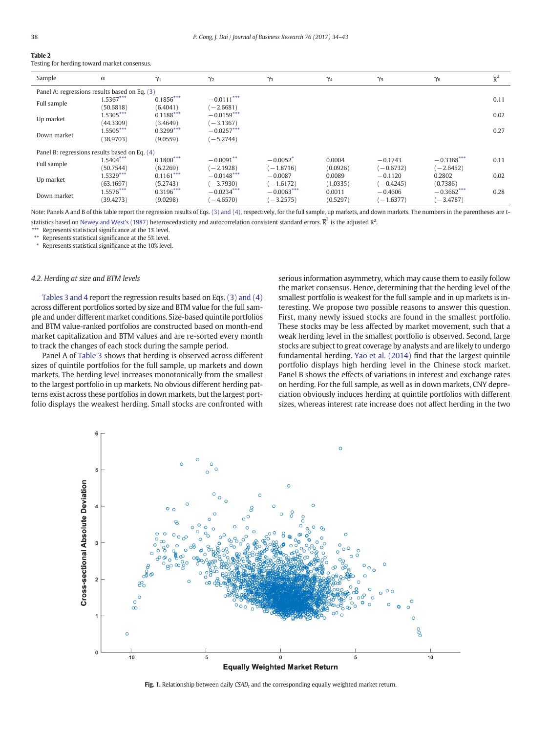**Table 2**
Testing for herding toward market consensus.

| Sample | $\alpha$ | $\gamma_1$ | $\gamma_2$ | $\gamma_3$ | $\gamma_4$ | $\gamma_5$ | $\gamma_6$ | $\bar{R}^2$ |
|---|---|---|---|---|---|---|---|---|
| Panel A: regressions results based on Eq. (3) | | | | | | | | |
| Full sample | 1.5367*** | 0.1856*** | −0.0111*** | | | | | 0.11 |
| | (50.6818) | (6.4041) | (−2.6681) | | | | | |
| Up market | 1.5305*** | 0.1188*** | −0.0159*** | | | | | 0.02 |
| | (44.3309) | (3.4649) | (−3.1367) | | | | | |
| Down market | 1.5505*** | 0.3299*** | −0.0257*** | | | | | 0.27 |
| | (38.9703) | (9.0559) | (−5.2744) | | | | | |
| Panel B: regressions results based on Eq. (4) | | | | | | | | |
| Full sample | 1.5404*** | 0.1800*** | −0.0091** | −0.0052* | 0.0004 | −0.1743 | −0.3368*** | 0.11 |
| | (50.7544) | (6.2269) | (−2.1928) | (−1.8716) | (0.0926) | (−0.6732) | (−2.6452) | |
| Up market | 1.5329*** | 0.1161*** | −0.0148*** | −0.0087 | 0.0089 | −0.1120 | 0.2802 | 0.02 |
| | (63.1697) | (5.2743) | (−3.7930) | (−1.6172) | (1.0335) | (−0.4245) | (0.7386) | |
| Down market | 1.5576*** | 0.3196*** | −0.0234*** | −0.0063*** | 0.0011 | −0.4606 | −0.3662*** | 0.28 |
| | (39.4273) | (9.0298) | (−4.6570) | (−3.2575) | (0.5297) | (−1.6377) | (−3.4787) | |

Note: Panels A and B of this table report the regression results of Eqs. (3) and (4), respectively, for the full sample, up markets, and down markets. The numbers in the parentheses are t-statistics based on Newey and West's (1987) heteroscedasticity and autocorrelation consistent standard errors. $\bar{R}^2$ is the adjusted $R^2$.
*** Represents statistical significance at the 1% level.
** Represents statistical significance at the 5% level.
* Represents statistical significance at the 10% level.

### 4.2. Herding at size and BTM levels

Tables 3 and 4 report the regression results based on Eqs. (3) and (4) across different portfolios sorted by size and BTM value for the full sample and under different market conditions. Size-based quintile portfolios and BTM value-ranked portfolios are constructed based on month-end market capitalization and BTM values and are re-sorted every month to track the changes of each stock during the sample period.

Panel A of Table 3 shows that herding is observed across different sizes of quintile portfolios for the full sample, up markets and down markets. The herding level increases monotonically from the smallest to the largest portfolio in up markets. No obvious different herding patterns exist across these portfolios in down markets, but the largest portfolio displays the weakest herding. Small stocks are confronted with serious information asymmetry, which may cause them to easily follow the market consensus. Hence, determining that the herding level of the smallest portfolio is weakest for the full sample and in up markets is interesting. We propose two possible reasons to answer this question. First, many newly issued stocks are found in the smallest portfolio. These stocks may be less affected by market movement, such that a weak herding level in the smallest portfolio is observed. Second, large stocks are subject to great coverage by analysts and are likely to undergo fundamental herding. Yao et al. (2014) find that the largest quintile portfolio displays high herding level in the Chinese stock market. Panel B shows the effects of variations in interest and exchange rates on herding. For the full sample, as well as in down markets, CNY depreciation obviously induces herding at quintile portfolios with different sizes, whereas interest rate increase does not affect herding in the two

**Fig. 1.** Relationship between daily $CSAD_t$ and the corresponding equally weighted market return.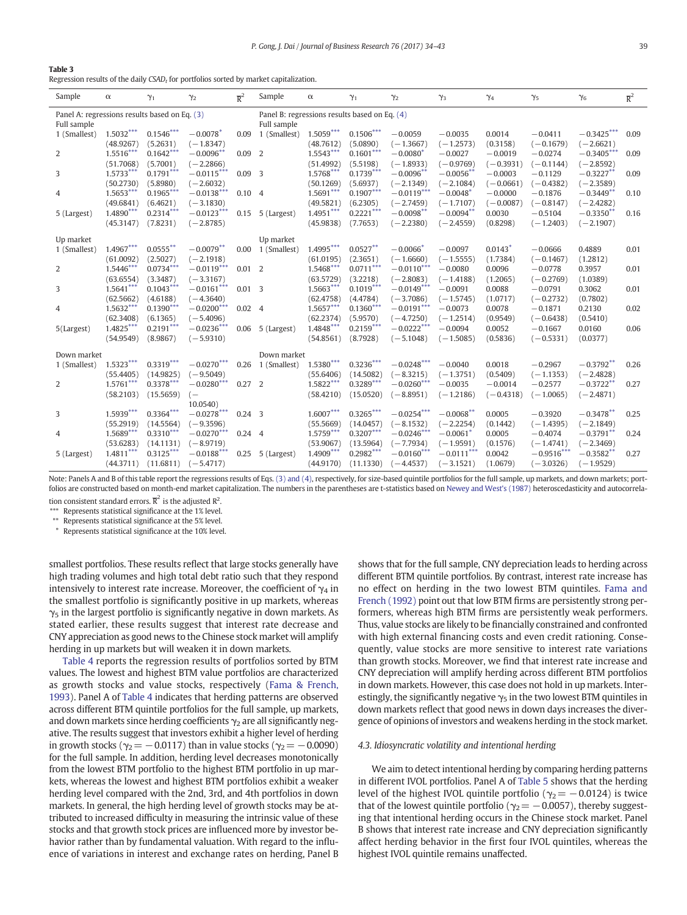**Table 3**
Regression results of the daily $CSAD_t$ for portfolios sorted by market capitalization.

| Sample | $\alpha$ | $\gamma_1$ | $\gamma_2$ | $\overline{R}^2$ | Sample | $\alpha$ | $\gamma_1$ | $\gamma_2$ | $\gamma_3$ | $\gamma_4$ | $\gamma_5$ | $\gamma_6$ | $\overline{R}^2$ |
|---|---|---|---|---|---|---|---|---|---|---|---|---|---|
| Panel A: regressions results based on Eq. (3) | | | | | Panel B: regressions results based on Eq. (4) | | | | | | | | |
| Full sample | | | | | Full sample | | | | | | | | |
| 1 (Smallest) | 1.5032*** | 0.1546*** | −0.0078* | 0.09 | 1 (Smallest) | 1.5059*** | 0.1506*** | −0.0059 | −0.0035 | 0.0014 | −0.0411 | −0.3425*** | 0.09 |
| | (48.9267) | (5.2631) | (−1.8347) | | | (48.7612) | (5.0890) | (−1.3667) | (−1.2573) | (0.3158) | (−0.1679) | (−2.6621) | |
| 2 | 1.5516*** | 0.1642*** | −0.0096** | 0.09 | 2 | 1.5543*** | 0.1601*** | −0.0080* | −0.0027 | −0.0019 | −0.0274 | −0.3405*** | 0.09 |
| | (51.7068) | (5.7001) | (−2.2866) | | | (51.4992) | (5.5198) | (−1.8933) | (−0.9769) | (−0.3931) | (−0.1144) | (−2.8592) | |
| 3 | 1.5733*** | 0.1791*** | −0.0115*** | 0.09 | 3 | 1.5768*** | 0.1739*** | −0.0096** | −0.0056** | −0.0003 | −0.1129 | −0.3227** | 0.09 |
| | (50.2730) | (5.8980) | (−2.6032) | | | (50.1269) | (5.6937) | (−2.1349) | (−2.1084) | (−0.0661) | (−0.4382) | (−2.3589) | |
| 4 | 1.5653*** | 0.1965*** | −0.0138*** | 0.10 | 4 | 1.5691*** | 0.1907*** | −0.0119*** | −0.0048* | −0.0000 | −0.1876 | −0.3449** | 0.10 |
| | (49.6841) | (6.4621) | (−3.1830) | | | (49.5821) | (6.2305) | (−2.7459) | (−1.7107) | (−0.0087) | (−0.8147) | (−2.4282) | |
| 5 (Largest) | 1.4890*** | 0.2314*** | −0.0123*** | 0.15 | 5 (Largest) | 1.4951*** | 0.2221*** | −0.0098** | −0.0094** | 0.0030 | −0.5104 | −0.3350** | 0.16 |
| | (45.3147) | (7.8231) | (−2.8785) | | | (45.9838) | (7.7653) | (−2.2380) | (−2.4559) | (0.8298) | (−1.2403) | (−2.1907) | |
| Up market | | | | | Up market | | | | | | | | |
| 1 (Smallest) | 1.4967*** | 0.0555** | −0.0079** | 0.00 | 1 (Smallest) | 1.4995*** | 0.0527** | −0.0066* | −0.0097 | 0.0143* | −0.0666 | 0.4889 | 0.01 |
| | (61.0092) | (2.5027) | (−2.1918) | | | (61.0195) | (2.3651) | (−1.6660) | (−1.5555) | (1.7384) | (−0.1467) | (1.2812) | |
| 2 | 1.5446*** | 0.0734*** | −0.0119*** | 0.01 | 2 | 1.5468*** | 0.0711*** | −0.0110*** | −0.0080 | 0.0096 | −0.0778 | 0.3957 | 0.01 |
| | (63.6554) | (3.3487) | (−3.3167) | | | (63.5729) | (3.2218) | (−2.8083) | (−1.4188) | (1.2065) | (−0.2769) | (1.0389) | |
| 3 | 1.5641*** | 0.1043*** | −0.0161*** | 0.01 | 3 | 1.5663*** | 0.1019*** | −0.0149*** | −0.0091 | 0.0088 | −0.0791 | 0.3062 | 0.01 |
| | (62.5662) | (4.6188) | (−4.3640) | | | (62.4758) | (4.4784) | (−3.7086) | (−1.5745) | (1.0717) | (−0.2732) | (0.7802) | |
| 4 | 1.5632*** | 0.1390*** | −0.0200*** | 0.02 | 4 | 1.5657*** | 0.1360*** | −0.0191*** | −0.0073 | 0.0078 | −0.1871 | 0.2130 | 0.02 |
| | (62.3408) | (6.1365) | (−5.4096) | | | (62.2374) | (5.9570) | (−4.7250) | (−1.2514) | (0.9549) | (−0.6438) | (0.5410) | |
| 5(Largest) | 1.4825*** | 0.2191*** | −0.0236*** | 0.06 | 5 (Largest) | 1.4848*** | 0.2159*** | −0.0222*** | −0.0094 | 0.0052 | −0.1667 | 0.0160 | 0.06 |
| | (54.9549) | (8.9867) | (−5.9310) | | | (54.8561) | (8.7928) | (−5.1048) | (−1.2186) | (0.5836) | (−0.5331) | (0.0377) | |
| Down market | | | | | Down market | | | | | | | | |
| 1 (Smallest) | 1.5323*** | 0.3319*** | −0.0270*** | 0.26 | 1 (Smallest) | 1.5380*** | 0.3236*** | −0.0248*** | −0.0040 | 0.0018 | −0.2967 | −0.3792** | 0.26 |
| | (55.4405) | (14.9825) | (−9.5049) | | | (55.6406) | (14.5082) | (−8.3215) | (−1.3751) | (0.5409) | (−1.1353) | (−2.4828) | |
| 2 | 1.5761*** | 0.3378*** | −0.0280*** | 0.27 | 2 | 1.5822*** | 0.3289*** | −0.0260*** | −0.0035 | −0.0014 | −0.2577 | −0.3722** | 0.27 |
| | (58.2103) | (15.5659) | (−10.0540) | | | (58.4210) | (15.0520) | (−8.8951) | (−1.2186) | (−0.4318) | (−1.0065) | (−2.4871) | |
| 3 | 1.5939*** | 0.3364*** | −0.0278*** | 0.24 | 3 | 1.6007*** | 0.3265*** | −0.0254*** | −0.0068** | 0.0005 | −0.3920 | −0.3478** | 0.25 |
| | (55.2919) | (14.5564) | (−9.3596) | | | (55.5669) | (14.0457) | (−8.1532) | (−2.2254) | (0.1442) | (−1.4395) | (−2.1849) | |
| 4 | 1.5689*** | 0.3310*** | −0.0270*** | 0.24 | 4 | 1.5759*** | 0.3207*** | −0.0246*** | −0.0061* | 0.0005 | −0.4074 | −0.3791** | 0.24 |
| | (53.6283) | (14.1131) | (−8.9719) | | | (53.9067) | (13.5964) | (−7.7934) | (−1.9591) | (0.1576) | (−1.4741) | (−2.3469) | |
| 5 (Largest) | 1.4811*** | 0.3125*** | −0.0188*** | 0.25 | 5 (Largest) | 1.4909*** | 0.2982*** | −0.0160*** | −0.0111*** | 0.0042 | −0.9516*** | −0.3582** | 0.27 |
| | (44.3711) | (11.6811) | (−5.4717) | | | (44.9170) | (11.1330) | (−4.4537) | (−3.1521) | (1.0679) | (−3.0326) | (−1.9529) | |

Note: Panels A and B of this table report the regressions results of Eqs. (3) and (4), respectively, for size-based quintile portfolios for the full sample, up markets, and down markets; portfolios are constructed based on month-end market capitalization. The numbers in the parentheses are t-statistics based on Newey and West's (1987) heteroscedasticity and autocorrelation consistent standard errors. $\overline{R}^2$ is the adjusted $R^2$.

*** Represents statistical significance at the 1% level.

** Represents statistical significance at the 5% level.

* Represents statistical significance at the 10% level.

smallest portfolios. These results reflect that large stocks generally have high trading volumes and high total debt ratio such that they respond intensively to interest rate increase. Moreover, the coefficient of $\gamma_4$ in the smallest portfolio is significantly positive in up markets, whereas $\gamma_5$ in the largest portfolio is significantly negative in down markets. As stated earlier, these results suggest that interest rate decrease and CNY appreciation as good news to the Chinese stock market will amplify herding in up markets but will weaken it in down markets.

Table 4 reports the regression results of portfolios sorted by BTM values. The lowest and highest BTM value portfolios are characterized as growth stocks and value stocks, respectively (Fama & French, 1993). Panel A of Table 4 indicates that herding patterns are observed across different BTM quintile portfolios for the full sample, up markets, and down markets since herding coefficients $\gamma_2$ are all significantly negative. The results suggest that investors exhibit a higher level of herding in growth stocks ($\gamma_2 = -0.0117$) than in value stocks ($\gamma_2 = -0.0090$) for the full sample. In addition, herding level decreases monotonically from the lowest BTM portfolio to the highest BTM portfolio in up markets, whereas the lowest and highest BTM portfolios exhibit a weaker herding level compared with the 2nd, 3rd, and 4th portfolios in down markets. In general, the high herding level of growth stocks may be attributed to increased difficulty in measuring the intrinsic value of these stocks and that growth stock prices are influenced more by investor behavior rather than by fundamental valuation. With regard to the influence of variations in interest and exchange rates on herding, Panel B shows that for the full sample, CNY depreciation leads to herding across different BTM quintile portfolios. By contrast, interest rate increase has no effect on herding in the two lowest BTM quintiles. Fama and French (1992) point out that low BTM firms are persistently strong performers, whereas high BTM firms are persistently weak performers. Thus, value stocks are likely to be financially constrained and confronted with high external financing costs and even credit rationing. Consequently, value stocks are more sensitive to interest rate variations than growth stocks. Moreover, we find that interest rate increase and CNY depreciation will amplify herding across different BTM portfolios in down markets. However, this case does not hold in up markets. Interestingly, the significantly negative $\gamma_5$ in the two lowest BTM quintiles in down markets reflect that good news in down days increases the divergence of opinions of investors and weakens herding in the stock market.

### 4.3. Idiosyncratic volatility and intentional herding

We aim to detect intentional herding by comparing herding patterns in different IVOL portfolios. Panel A of Table 5 shows that the herding level of the highest IVOL quintile portfolio ($\gamma_2 = -0.0124$) is twice that of the lowest quintile portfolio ($\gamma_2 = -0.0057$), thereby suggesting that intentional herding occurs in the Chinese stock market. Panel B shows that interest rate increase and CNY depreciation significantly affect herding behavior in the first four IVOL quintiles, whereas the highest IVOL quintile remains unaffected.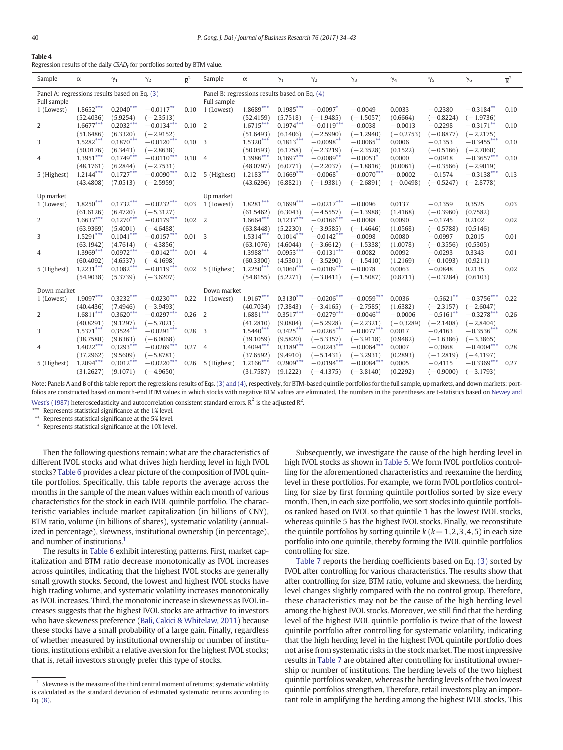**Table 4**
Regression results of the daily $CSAD_t$ for portfolios sorted by BTM value.

| Sample | $\alpha$ | $\gamma_1$ | $\gamma_2$ | $\overline{R}^2$ | Sample | $\alpha$ | $\gamma_1$ | $\gamma_2$ | $\gamma_3$ | $\gamma_4$ | $\gamma_5$ | $\gamma_6$ | $\overline{R}^2$ |
|---|---|---|---|---|---|---|---|---|---|---|---|---|---|
| Panel A: regressions results based on Eq. (3) | | | | | Panel B: regressions results based on Eq. (4) | | | | | | | | |
| Full sample | | | | | Full sample | | | | | | | | |
| 1 (Lowest) | 1.8652*** | 0.2040*** | −0.0117** | 0.10 | 1 (Lowest) | 1.8689*** | 0.1985*** | −0.0097* | −0.0049 | 0.0033 | −0.2380 | −0.3184** | 0.10 |
| | (52.4036) | (5.9254) | (−2.3513) | | | (52.4159) | (5.7518) | (−1.9485) | (−1.5057) | (0.6664) | (−0.8224) | (−1.9736) | |
| 2 | 1.6677*** | 0.2032*** | −0.0134*** | 0.10 | 2 | 1.6715*** | 0.1974*** | −0.0119*** | −0.0038 | −0.0013 | −0.2298 | −0.3171** | 0.10 |
| | (51.6486) | (6.3320) | (−2.9152) | | | (51.6493) | (6.1406) | (−2.5990) | (−1.2940) | (−0.2753) | (−0.8877) | (−2.2175) | |
| 3 | 1.5282*** | 0.1870*** | −0.0120*** | 0.10 | 3 | 1.5320*** | 0.1813*** | −0.0098** | −0.0065** | 0.0006 | −0.1353 | −0.3455*** | 0.10 |
| | (50.0176) | (6.3443) | (−2.8638) | | | (50.0593) | (6.1758) | (−2.3219) | (−2.3528) | (0.1522) | (−0.5166) | (−2.7060) | |
| 4 | 1.3951*** | 0.1749*** | −0.0110*** | 0.10 | 4 | 1.3986*** | 0.1697*** | −0.0089** | −0.0053* | 0.0000 | −0.0918 | −0.3657*** | 0.10 |
| | (48.1761) | (6.2844) | (−2.7531) | | | (48.0797) | (6.0771) | (−2.2037) | (−1.8816) | (0.0061) | (−0.3566) | (−2.9019) | |
| 5 (Highest) | 1.2144*** | 0.1727*** | −0.0090*** | 0.12 | 5 (Highest) | 1.2183*** | 0.1669*** | −0.0068* | −0.0070*** | −0.0002 | −0.1574 | −0.3138*** | 0.13 |
| | (43.4808) | (7.0513) | (−2.5959) | | | (43.6296) | (6.8821) | (−1.9381) | (−2.6891) | (−0.0498) | (−0.5247) | (−2.8778) | |
| Up market | | | | | Up market | | | | | | | | |
| 1 (Lowest) | 1.8250*** | 0.1732*** | −0.0232*** | 0.03 | 1 (Lowest) | 1.8281*** | 0.1699*** | −0.0217*** | −0.0096 | 0.0137 | −0.1359 | 0.3525 | 0.03 |
| | (61.6126) | (6.4720) | (−5.3127) | | | (61.5462) | (6.3043) | (−4.5557) | (−1.3988) | (1.4168) | (−0.3960) | (0.7582) | |
| 2 | 1.6637*** | 0.1270*** | −0.0179*** | 0.02 | 2 | 1.6664*** | 0.1237*** | −0.0166*** | −0.0088 | 0.0090 | −0.1745 | 0.2102 | 0.02 |
| | (63.9369) | (5.4001) | (−4.6488) | | | (63.8448) | (5.2230) | (−3.9585) | (−1.4646) | (1.0568) | (−0.5788) | (0.5146) | |
| 3 | 1.5291*** | 0.1041*** | −0.0157*** | 0.01 | 3 | 1.5314*** | 0.1014*** | −0.0142*** | −0.0098 | 0.0080 | −0.0997 | 0.2015 | 0.01 |
| | (63.1942) | (4.7614) | (−4.3856) | | | (63.1076) | (4.6044) | (−3.6612) | (−1.5338) | (1.0078) | (−0.3556) | (0.5305) | |
| 4 | 1.3969*** | 0.0972*** | −0.0142*** | 0.01 | 4 | 1.3988*** | 0.0953*** | −0.0131*** | −0.0082 | 0.0092 | −0.0293 | 0.3343 | 0.01 |
| | (60.4092) | (4.6537) | (−4.1698) | | | (60.3300) | (4.5301) | (−3.5290) | (−1.5410) | (1.2169) | (−0.1093) | (0.9211) | |
| 5 (Highest) | 1.2231*** | 0.1082*** | −0.0119*** | 0.02 | 5 (Highest) | 1.2250*** | 0.1060*** | −0.0109*** | −0.0078 | 0.0063 | −0.0848 | 0.2135 | 0.02 |
| | (54.9038) | (5.3739) | (−3.6207) | | | (54.8155) | (5.2271) | (−3.0411) | (−1.5087) | (0.8711) | (−0.3284) | (0.6103) | |
| Down market | | | | | Down market | | | | | | | | |
| 1 (Lowest) | 1.9097*** | 0.3232*** | −0.0230*** | 0.22 | 1 (Lowest) | 1.9167*** | 0.3130*** | −0.0206*** | −0.0059*** | 0.0036 | −0.5621** | −0.3756*** | 0.22 |
| | (40.4436) | (7.4946) | (−3.9493) | | | (40.7034) | (7.3843) | (−3.4165) | (−2.7585) | (1.6382) | (−2.3157) | (−2.6047) | |
| 2 | 1.6811*** | 0.3620*** | −0.0297*** | 0.26 | 2 | 1.6881*** | 0.3517*** | −0.0279*** | −0.0046** | −0.0006 | −0.5161** | −0.3278*** | 0.26 |
| | (40.8291) | (9.1297) | (−5.7021) | | | (41.2810) | (9.0804) | (−5.2928) | (−2.2321) | (−0.3289) | (−2.1408) | (−2.8404) | |
| 3 | 1.5371*** | 0.3524*** | −0.0291*** | 0.28 | 3 | 1.5440*** | 0.3425*** | −0.0265*** | −0.0077*** | 0.0017 | −0.4163 | −0.3536*** | 0.28 |
| | (38.7580) | (9.6363) | (−6.0068) | | | (39.1059) | (9.5820) | (−5.3357) | (−3.9118) | (0.9482) | (−1.6386) | (−3.3865) | |
| 4 | 1.4022*** | 0.3293*** | −0.0269*** | 0.27 | 4 | 1.4094*** | 0.3189*** | −0.0243*** | −0.0064*** | 0.0007 | −0.3868 | −0.4004*** | 0.28 |
| | (37.2962) | (9.5609) | (−5.8781) | | | (37.6592) | (9.4910) | (−5.1431) | (−3.2931) | (0.2893) | (−1.2819) | (−4.1197) | |
| 5 (Highest) | 1.2094*** | 0.3012*** | −0.0220*** | 0.26 | 5 (Highest) | 1.2166*** | 0.2909*** | −0.0194*** | −0.0084*** | 0.0005 | −0.4115 | −0.3369*** | 0.27 |
| | (31.2627) | (9.1071) | (−4.9650) | | | (31.7587) | (9.1222) | (−4.1375) | (−3.8140) | (0.2292) | (−0.9000) | (−3.1793) | |

Note: Panels A and B of this table report the regressions results of Eqs. (3) and (4), respectively, for BTM-based quintile portfolios for the full sample, up markets, and down markets; portfolios are constructed based on month-end BTM values in which stocks with negative BTM values are eliminated. The numbers in the parentheses are t-statistics based on Newey and West's (1987) heteroscedasticity and autocorrelation consistent standard errors. $\overline{R}^2$ is the adjusted $R^2$.

*** Represents statistical significance at the 1% level.

** Represents statistical significance at the 5% level.

* Represents statistical significance at the 10% level.

Then the following questions remain: what are the characteristics of different IVOL stocks and what drives high herding level in high IVOL stocks? Table 6 provides a clear picture of the composition of IVOL quintile portfolios. Specifically, this table reports the average across the months in the sample of the mean values within each month of various characteristics for the stock in each IVOL quintile portfolio. The characteristic variables include market capitalization (in billions of CNY), BTM ratio, volume (in billions of shares), systematic volatility (annualized in percentage), skewness, institutional ownership (in percentage), and number of institutions.[1]

The results in Table 6 exhibit interesting patterns. First, market capitalization and BTM ratio decrease monotonically as IVOL increases across quintiles, indicating that the highest IVOL stocks are generally small growth stocks. Second, the lowest and highest IVOL stocks have high trading volume, and systematic volatility increases monotonically as IVOL increases. Third, the monotonic increase in skewness as IVOL increases suggests that the highest IVOL stocks are attractive to investors who have skewness preference (Bali, Cakici & Whitelaw, 2011) because these stocks have a small probability of a large gain. Finally, regardless of whether measured by institutional ownership or number of institutions, institutions exhibit a relative aversion for the highest IVOL stocks; that is, retail investors strongly prefer this type of stocks.

[1] Skewness is the measure of the third central moment of returns; systematic volatility is calculated as the standard deviation of estimated systematic returns according to Eq. (8).

Subsequently, we investigate the cause of the high herding level in high IVOL stocks as shown in Table 5. We form IVOL portfolios controlling for the aforementioned characteristics and reexamine the herding level in these portfolios. For example, we form IVOL portfolios controlling for size by first forming quintile portfolios sorted by size every month. Then, in each size portfolio, we sort stocks into quintile portfolios ranked based on IVOL so that quintile 1 has the lowest IVOL stocks, whereas quintile 5 has the highest IVOL stocks. Finally, we reconstitute the quintile portfolios by sorting quintile $k$ ($k = 1,2,3,4,5$) in each size portfolio into one quintile, thereby forming the IVOL quintile portfolios controlling for size.

Table 7 reports the herding coefficients based on Eq. (3) sorted by IVOL after controlling for various characteristics. The results show that after controlling for size, BTM ratio, volume and skewness, the herding level changes slightly compared with the no control group. Therefore, these characteristics may not be the cause of the high herding level among the highest IVOL stocks. Moreover, we still find that the herding level of the highest IVOL quintile portfolio is twice that of the lowest quintile portfolio after controlling for systematic volatility, indicating that the high herding level in the highest IVOL quintile portfolio does not arise from systematic risks in the stock market. The most impressive results in Table 7 are obtained after controlling for institutional ownership or number of institutions. The herding levels of the two highest quintile portfolios weaken, whereas the herding levels of the two lowest quintile portfolios strengthen. Therefore, retail investors play an important role in amplifying the herding among the highest IVOL stocks. This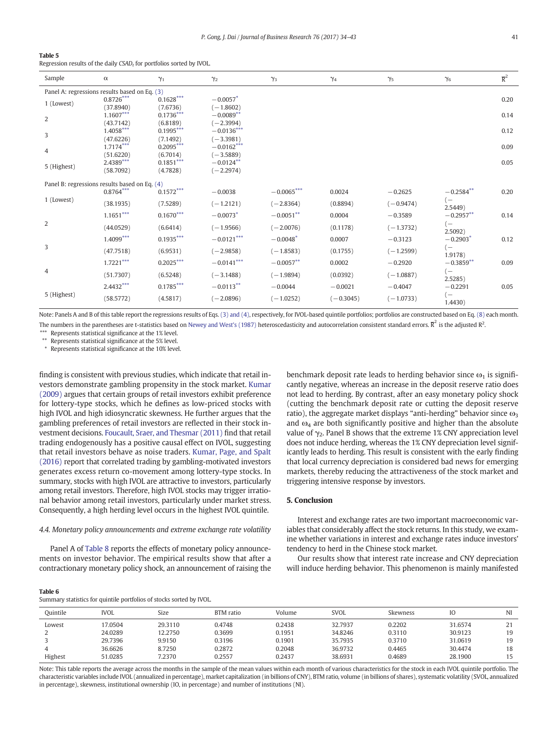**Table 5**
Regression results of the daily $CSAD_t$ for portfolios sorted by IVOL.

| Sample | $\alpha$ | $\gamma_1$ | $\gamma_2$ | $\gamma_3$ | $\gamma_4$ | $\gamma_5$ | $\gamma_6$ | $\bar{R}^2$ |
|---|---|---|---|---|---|---|---|---|
| Panel A: regressions results based on Eq. (3) | | | | | | | | |
| 1 (Lowest) | 0.8726*** | 0.1628*** | −0.0057* | | | | | 0.20 |
| | (37.8940) | (7.6736) | (−1.8602) | | | | | |
| 2 | 1.1607*** | 0.1736*** | −0.0089** | | | | | 0.14 |
| | (43.7142) | (6.8189) | (−2.3994) | | | | | |
| 3 | 1.4058*** | 0.1995*** | −0.0136*** | | | | | 0.12 |
| | (47.6226) | (7.1492) | (−3.3981) | | | | | |
| 4 | 1.7174*** | 0.2095*** | −0.0162*** | | | | | 0.09 |
| | (51.6220) | (6.7014) | (−3.5889) | | | | | |
| 5 (Highest) | 2.4389*** | 0.1851*** | −0.0124** | | | | | 0.05 |
| | (58.7092) | (4.7828) | (−2.2974) | | | | | |
| Panel B: regressions results based on Eq. (4) | | | | | | | | |
| 1 (Lowest) | 0.8764*** | 0.1572*** | −0.0038 | −0.0065*** | 0.0024 | −0.2625 | −0.2584** | 0.20 |
| | (38.1935) | (7.5289) | (−1.2121) | (−2.8364) | (0.8894) | (−0.9474) | (−2.5449) | |
| 2 | 1.1651*** | 0.1670*** | −0.0073* | −0.0051** | 0.0004 | −0.3589 | −0.2957** | 0.14 |
| | (44.0529) | (6.6414) | (−1.9566) | (−2.0076) | (0.1178) | (−1.3732) | (−2.5092) | |
| 3 | 1.4099*** | 0.1935*** | −0.0121*** | −0.0048* | 0.0007 | −0.3123 | −0.2903* | 0.12 |
| | (47.7518) | (6.9531) | (−2.9858) | (−1.8583) | (0.1755) | (−1.2599) | (−1.9178) | |
| 4 | 1.7221*** | 0.2025*** | −0.0141*** | −0.0057** | 0.0002 | −0.2920 | −0.3859** | 0.09 |
| | (51.7307) | (6.5248) | (−3.1488) | (−1.9894) | (0.0392) | (−1.0887) | (−2.5285) | |
| 5 (Highest) | 2.4432*** | 0.1785*** | −0.0113** | −0.0044 | −0.0021 | −0.4047 | −0.2291 | 0.05 |
| | (58.5772) | (4.5817) | (−2.0896) | (−1.0252) | (−0.3045) | (−1.0733) | (−1.4430) | |

Note: Panels A and B of this table report the regressions results of Eqs. (3) and (4), respectively, for IVOL-based quintile portfolios; portfolios are constructed based on Eq. (8) each month. The numbers in the parentheses are t-statistics based on Newey and West's (1987) heteroscedasticity and autocorrelation consistent standard errors. $\bar{R}^2$ is the adjusted $R^2$.
*** Represents statistical significance at the 1% level.
** Represents statistical significance at the 5% level.
* Represents statistical significance at the 10% level.

finding is consistent with previous studies, which indicate that retail investors demonstrate gambling propensity in the stock market. Kumar (2009) argues that certain groups of retail investors exhibit preference for lottery-type stocks, which he defines as low-priced stocks with high IVOL and high idiosyncratic skewness. He further argues that the gambling preferences of retail investors are reflected in their stock investment decisions. Foucault, Sraer, and Thesmar (2011) find that retail trading endogenously has a positive causal effect on IVOL, suggesting that retail investors behave as noise traders. Kumar, Page, and Spalt (2016) report that correlated trading by gambling-motivated investors generates excess return co-movement among lottery-type stocks. In summary, stocks with high IVOL are attractive to investors, particularly among retail investors. Therefore, high IVOL stocks may trigger irrational behavior among retail investors, particularly under market stress. Consequently, a high herding level occurs in the highest IVOL quintile.

### 4.4. Monetary policy announcements and extreme exchange rate volatility

Panel A of Table 8 reports the effects of monetary policy announcements on investor behavior. The empirical results show that after a contractionary monetary policy shock, an announcement of raising the benchmark deposit rate leads to herding behavior since $\omega_1$ is significantly negative, whereas an increase in the deposit reserve ratio does not lead to herding. By contrast, after an easy monetary policy shock (cutting the benchmark deposit rate or cutting the deposit reserve ratio), the aggregate market displays "anti-herding" behavior since $\omega_3$ and $\omega_4$ are both significantly positive and higher than the absolute value of $\gamma_2$. Panel B shows that the extreme 1% CNY appreciation level does not induce herding, whereas the 1% CNY depreciation level significantly leads to herding. This result is consistent with the early finding that local currency depreciation is considered bad news for emerging markets, thereby reducing the attractiveness of the stock market and triggering intensive response by investors.

## 5. Conclusion

Interest and exchange rates are two important macroeconomic variables that considerably affect the stock returns. In this study, we examine whether variations in interest and exchange rates induce investors' tendency to herd in the Chinese stock market.

Our results show that interest rate increase and CNY depreciation will induce herding behavior. This phenomenon is mainly manifested

**Table 6**
Summary statistics for quintile portfolios of stocks sorted by IVOL.

| Quintile | IVOL | Size | BTM ratio | Volume | SVOL | Skewness | IO | NI |
|---|---|---|---|---|---|---|---|---|
| Lowest | 17.0504 | 29.3110 | 0.4748 | 0.2438 | 32.7937 | 0.2202 | 31.6574 | 21 |
| 2 | 24.0289 | 12.2750 | 0.3699 | 0.1951 | 34.8246 | 0.3110 | 30.9123 | 19 |
| 3 | 29.7396 | 9.9150 | 0.3196 | 0.1901 | 35.7935 | 0.3710 | 31.0619 | 19 |
| 4 | 36.6626 | 8.7250 | 0.2872 | 0.2048 | 36.9732 | 0.4465 | 30.4474 | 18 |
| Highest | 51.0285 | 7.2370 | 0.2557 | 0.2437 | 38.6931 | 0.4689 | 28.1900 | 15 |

Note: This table reports the average across the months in the sample of the mean values within each month of various characteristics for the stock in each IVOL quintile portfolio. The characteristic variables include IVOL (annualized in percentage), market capitalization (in billions of CNY), BTM ratio, volume (in billions of shares), systematic volatility (SVOL, annualized in percentage), skewness, institutional ownership (IO, in percentage) and number of institutions (NI).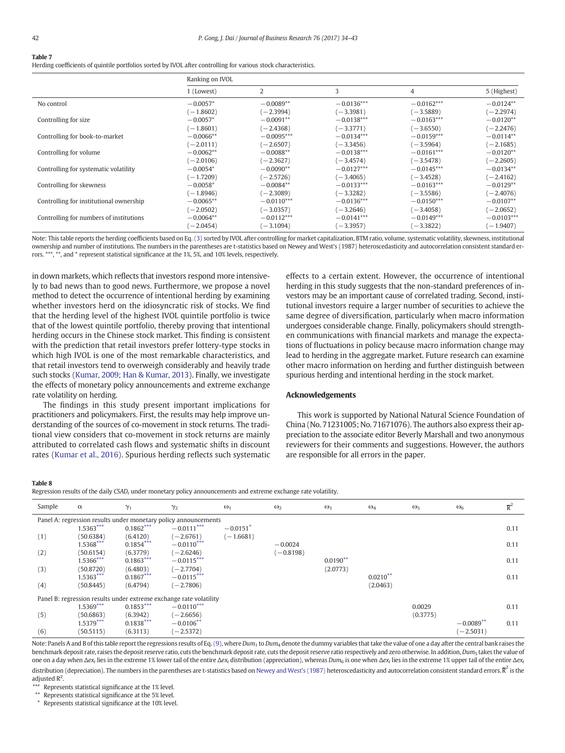**Table 7**
Herding coefficients of quintile portfolios sorted by IVOL after controlling for various stock characteristics.

| | Ranking on IVOL | | | | |
|---|---|---|---|---|---|
| | 1 (Lowest) | 2 | 3 | 4 | 5 (Highest) |
| No control | −0.0057* | −0.0089** | −0.0136*** | −0.0162*** | −0.0124** |
| | (−1.8602) | (−2.3994) | (−3.3981) | (−3.5889) | (−2.2974) |
| Controlling for size | −0.0057* | −0.0091** | −0.0138*** | −0.0163*** | −0.0120** |
| | (−1.8601) | (−2.4368) | (−3.3771) | (−3.6550) | (−2.2476) |
| Controlling for book-to-market | −0.0066** | −0.0095*** | −0.0134*** | −0.0159*** | −0.0114** |
| | (−2.0111) | (−2.6507) | (−3.3456) | (−3.5964) | (−2.1685) |
| Controlling for volume | −0.0062** | −0.0088** | −0.0138*** | −0.0161*** | −0.0120** |
| | (−2.0106) | (−2.3627) | (−3.4574) | (−3.5478) | (−2.2605) |
| Controlling for systematic volatility | −0.0054* | −0.0090** | −0.0127*** | −0.0145*** | −0.0134** |
| | (−1.7209) | (−2.5726) | (−3.4065) | (−3.4528) | (−2.4162) |
| Controlling for skewness | −0.0058* | −0.0084** | −0.0133*** | −0.0163*** | −0.0129** |
| | (−1.8946) | (−2.3089) | (−3.3282) | (−3.5586) | (−2.4076) |
| Controlling for institutional ownership | −0.0065** | −0.0110*** | −0.0136*** | −0.0150*** | −0.0107** |
| | (−2.0502) | (−3.0357) | (−3.2646) | (−3.4058) | (−2.0652) |
| Controlling for numbers of institutions | −0.0064** | −0.0112*** | −0.0141*** | −0.0149*** | −0.0103*** |
| | (−2.0454) | (−3.1094) | (−3.3957) | (−3.3822) | (−1.9407) |

Note: This table reports the herding coefficients based on Eq. (3) sorted by IVOL after controlling for market capitalization, BTM ratio, volume, systematic volatility, skewness, institutional ownership and number of institutions. The numbers in the parentheses are t-statistics based on Newey and West's (1987) heteroscedasticity and autocorrelation consistent standard errors. ***, **, and * represent statistical significance at the 1%, 5%, and 10% levels, respectively.

in down markets, which reflects that investors respond more intensively to bad news than to good news. Furthermore, we propose a novel method to detect the occurrence of intentional herding by examining whether investors herd on the idiosyncratic risk of stocks. We find that the herding level of the highest IVOL quintile portfolio is twice that of the lowest quintile portfolio, thereby proving that intentional herding occurs in the Chinese stock market. This finding is consistent with the prediction that retail investors prefer lottery-type stocks in which high IVOL is one of the most remarkable characteristics, and that retail investors tend to overweight considerably and heavily trade such stocks (Kumar, 2009; Han & Kumar, 2013). Finally, we investigate the effects of monetary policy announcements and extreme exchange rate volatility on herding.

The findings in this study present important implications for practitioners and policymakers. First, the results may help improve understanding of the sources of co-movement in stock returns. The traditional view considers that co-movement in stock returns are mainly attributed to correlated cash flows and systematic shifts in discount rates (Kumar et al., 2016). Spurious herding reflects such systematic effects to a certain extent. However, the occurrence of intentional herding in this study suggests that the non-standard preferences of investors may be an important cause of correlated trading. Second, institutional investors require a larger number of securities to achieve the same degree of diversification, particularly when macro information undergoes considerable change. Finally, policymakers should strengthen communications with financial markets and manage the expectations of fluctuations in policy because macro information change may lead to herding in the aggregate market. Future research can examine other macro information on herding and further distinguish between spurious herding and intentional herding in the stock market.

## Acknowledgements

This work is supported by National Natural Science Foundation of China (No. 71231005; No. 71671076). The authors also express their appreciation to the associate editor Beverly Marshall and two anonymous reviewers for their comments and suggestions. However, the authors are responsible for all errors in the paper.

**Table 8**
Regression results of the daily $CSAD_t$ under monetary policy announcements and extreme exchange rate volatility.

| Sample | $\alpha$ | $\gamma_1$ | $\gamma_2$ | $\omega_1$ | $\omega_2$ | $\omega_3$ | $\omega_4$ | $\omega_5$ | $\omega_6$ | $\overline{R}^2$ |
|---|---|---|---|---|---|---|---|---|---|---|
| Panel A: regression results under monetary policy announcements | | | | | | | | | | |
| (1) | 1.5363*** | 0.1862*** | −0.0111*** | −0.0151* | | | | | | 0.11 |
| | (50.6384) | (6.4120) | (−2.6761) | (−1.6681) | | | | | | |
| (2) | 1.5368*** | 0.1854*** | −0.0110*** | | −0.0024 | | | | | 0.11 |
| | (50.6154) | (6.3779) | (−2.6246) | | (−0.8198) | | | | | |
| (3) | 1.5366*** | 0.1863*** | −0.0115*** | | | 0.0190** | | | | 0.11 |
| | (50.8720) | (6.4803) | (−2.7704) | | | (2.0773) | | | | |
| (4) | 1.5363*** | 0.1867*** | −0.0115*** | | | | 0.0210** | | | 0.11 |
| | (50.8445) | (6.4794) | (−2.7806) | | | | (2.0463) | | | |
| Panel B: regression results under extreme exchange rate volatility | | | | | | | | | | |
| (5) | 1.5369*** | 0.1853*** | −0.0110*** | | | | | 0.0029 | | 0.11 |
| | (50.6863) | (6.3942) | (−2.6656) | | | | | (0.3775) | | |
| (6) | 1.5379*** | 0.1838*** | −0.0106** | | | | | | −0.0089** | 0.11 |
| | (50.5115) | (6.3113) | (−2.5372) | | | | | | (−2.5031) | |

Note: Panels A and B of this table report the regressions results of Eq. (9), where $Dum_1$ to $Dum_4$ denote the dummy variables that take the value of one a day after the central bank raises the benchmark deposit rate, raises the deposit reserve ratio, cuts the benchmark deposit rate, cuts the deposit reserve ratio respectively and zero otherwise. In addition, $Dum_5$ takes the value of one on a day when $\Delta ex_t$ lies in the extreme 1% lower tail of the entire $\Delta ex_t$ distribution (appreciation), whereas $Dum_6$ is one when $\Delta ex_t$ lies in the extreme 1% upper tail of the entire $\Delta ex_t$ distribution (depreciation). The numbers in the parentheses are t-statistics based on Newey and West's (1987) heteroscedasticity and autocorrelation consistent standard errors. $\overline{R}^2$ is the adjusted $R^2$.

*** Represents statistical significance at the 1% level.

** Represents statistical significance at the 5% level.

\* Represents statistical significance at the 10% level.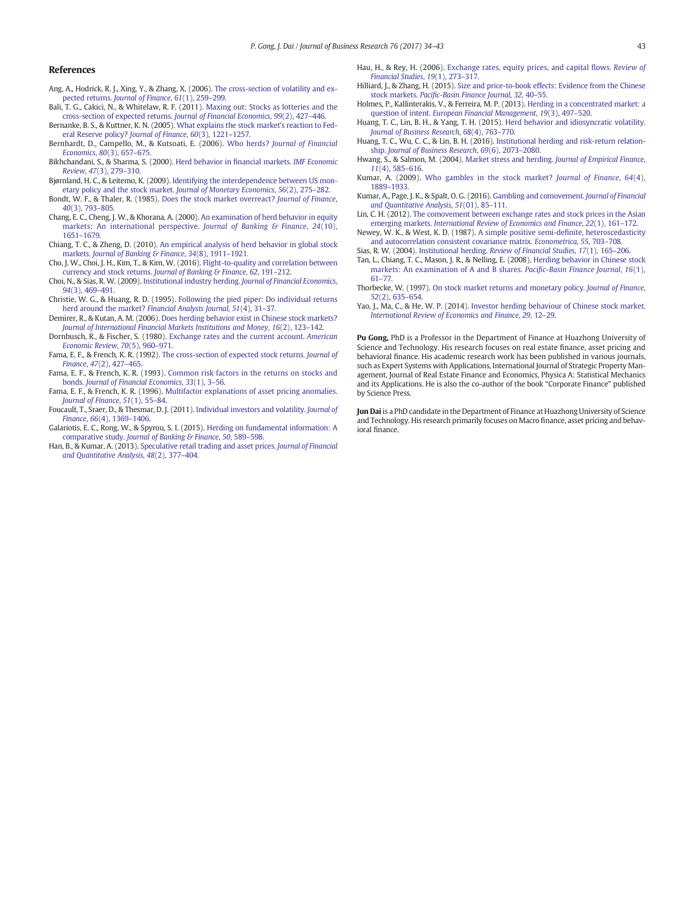## References

Ang, A., Hodrick, R. J., Xing, Y., & Zhang, X. (2006). The cross-section of volatility and expected returns. *Journal of Finance*, *61*(1), 259–299.

Bali, T. G., Cakici, N., & Whitelaw, R. F. (2011). Maxing out: Stocks as lotteries and the cross-section of expected returns. *Journal of Financial Economics*, *99*(2), 427–446.

Bernanke, B. S., & Kuttner, K. N. (2005). What explains the stock market's reaction to Federal Reserve policy? *Journal of Finance*, *60*(3), 1221–1257.

Bernhardt, D., Campello, M., & Kutsoati, E. (2006). Who herds? *Journal of Financial Economics*, *80*(3), 657–675.

Bikhchandani, S., & Sharma, S. (2000). Herd behavior in financial markets. *IMF Economic Review*, *47*(3), 279–310.

Bjørnland, H. C., & Leitemo, K. (2009). Identifying the interdependence between US monetary policy and the stock market. *Journal of Monetary Economics*, *56*(2), 275–282.

Bondt, W. F., & Thaler, R. (1985). Does the stock market overreact? *Journal of Finance*, *40*(3), 793–805.

Chang, E. C., Cheng, J. W., & Khorana, A. (2000). An examination of herd behavior in equity markets: An international perspective. *Journal of Banking & Finance*, *24*(10), 1651–1679.

Chiang, T. C., & Zheng, D. (2010). An empirical analysis of herd behavior in global stock markets. *Journal of Banking & Finance*, *34*(8), 1911–1921.

Cho, J. W., Choi, J. H., Kim, T., & Kim, W. (2016). Flight-to-quality and correlation between currency and stock returns. *Journal of Banking & Finance*, *62*, 191–212.

Choi, N., & Sias, R. W. (2009). Institutional industry herding. *Journal of Financial Economics*, *94*(3), 469–491.

Christie, W. G., & Huang, R. D. (1995). Following the pied piper: Do individual returns herd around the market? *Financial Analysts Journal*, *51*(4), 31–37.

Demirer, R., & Kutan, A. M. (2006). Does herding behavior exist in Chinese stock markets? *Journal of International Financial Markets Institutions and Money*, *16*(2), 123–142.

Dornbusch, R., & Fischer, S. (1980). Exchange rates and the current account. *American Economic Review*, *70*(5), 960–971.

Fama, E. F., & French, K. R. (1992). The cross-section of expected stock returns. *Journal of Finance*, *47*(2), 427–465.

Fama, E. F., & French, K. R. (1993). Common risk factors in the returns on stocks and bonds. *Journal of Financial Economics*, *33*(1), 3–56.

Fama, E. F., & French, K. R. (1996). Multifactor explanations of asset pricing anomalies. *Journal of Finance*, *51*(1), 55–84.

Foucault, T., Sraer, D., & Thesmar, D. J. (2011). Individual investors and volatility. *Journal of Finance*, *66*(4), 1369–1406.

Galariotis, E. C., Rong, W., & Spyrou, S. I. (2015). Herding on fundamental information: A comparative study. *Journal of Banking & Finance*, *50*, 589–598.

Han, B., & Kumar, A. (2013). Speculative retail trading and asset prices. *Journal of Financial and Quantitative Analysis*, *48*(2), 377–404.

Hau, H., & Rey, H. (2006). Exchange rates, equity prices, and capital flows. *Review of Financial Studies*, *19*(1), 273–317.

Hilliard, J., & Zhang, H. (2015). Size and price-to-book effects: Evidence from the Chinese stock markets. *Pacific-Basin Finance Journal*, *32*, 40–55.

Holmes, P., Kallinterakis, V., & Ferreira, M. P. (2013). Herding in a concentrated market: a question of intent. *European Financial Management*, *19*(3), 497–520.

Huang, T. C., Lin, B. H., & Yang, T. H. (2015). Herd behavior and idiosyncratic volatility. *Journal of Business Research*, *68*(4), 763–770.

Huang, T. C., Wu, C. C., & Lin, B. H. (2016). Institutional herding and risk-return relationship. *Journal of Business Research*, 69(6), 2073–2080.

Hwang, S., & Salmon, M. (2004). Market stress and herding. *Journal of Empirical Finance*, *11*(4), 585–616.

Kumar, A. (2009). Who gambles in the stock market? *Journal of Finance*, *64*(4), 1889–1933.

Kumar, A., Page, J. K., & Spalt, O. G. (2016). Gambling and comovement. *Journal of Financial and Quantitative Analysis*, *51*(01), 85–111.

Lin, C. H. (2012). The comovement between exchange rates and stock prices in the Asian emerging markets. *International Review of Economics and Finance*, *22*(1), 161–172.

Newey, W. K., & West, K. D. (1987). A simple positive semi-definite, heteroscedasticity and autocorrelation consistent covariance matrix. *Econometrica*, *55*, 703–708.

Sias, R. W. (2004). Institutional herding. *Review of Financial Studies*, *17*(1), 165–206.

Tan, L., Chiang, T. C., Mason, J. R., & Nelling, E. (2008). Herding behavior in Chinese stock markets: An examination of A and B shares. *Pacific-Basin Finance Journal*, *16*(1), 61–77.

Thorbecke, W. (1997). On stock market returns and monetary policy. *Journal of Finance*, *52*(2), 635–654.

Yao, J., Ma, C., & He, W. P. (2014). Investor herding behaviour of Chinese stock market. *International Review of Economics and Finance*, *29*, 12–29.

**Pu Gong,** PhD is a Professor in the Department of Finance at Huazhong University of Science and Technology. His research focuses on real estate finance, asset pricing and behavioral finance. His academic research work has been published in various journals, such as Expert Systems with Applications, International Journal of Strategic Property Management, Journal of Real Estate Finance and Economics, Physica A: Statistical Mechanics and its Applications. He is also the co-author of the book "Corporate Finance" published by Science Press.

**Jun Dai** is a PhD candidate in the Department of Finance at Huazhong University of Science and Technology. His research primarily focuses on Macro finance, asset pricing and behavioral finance.